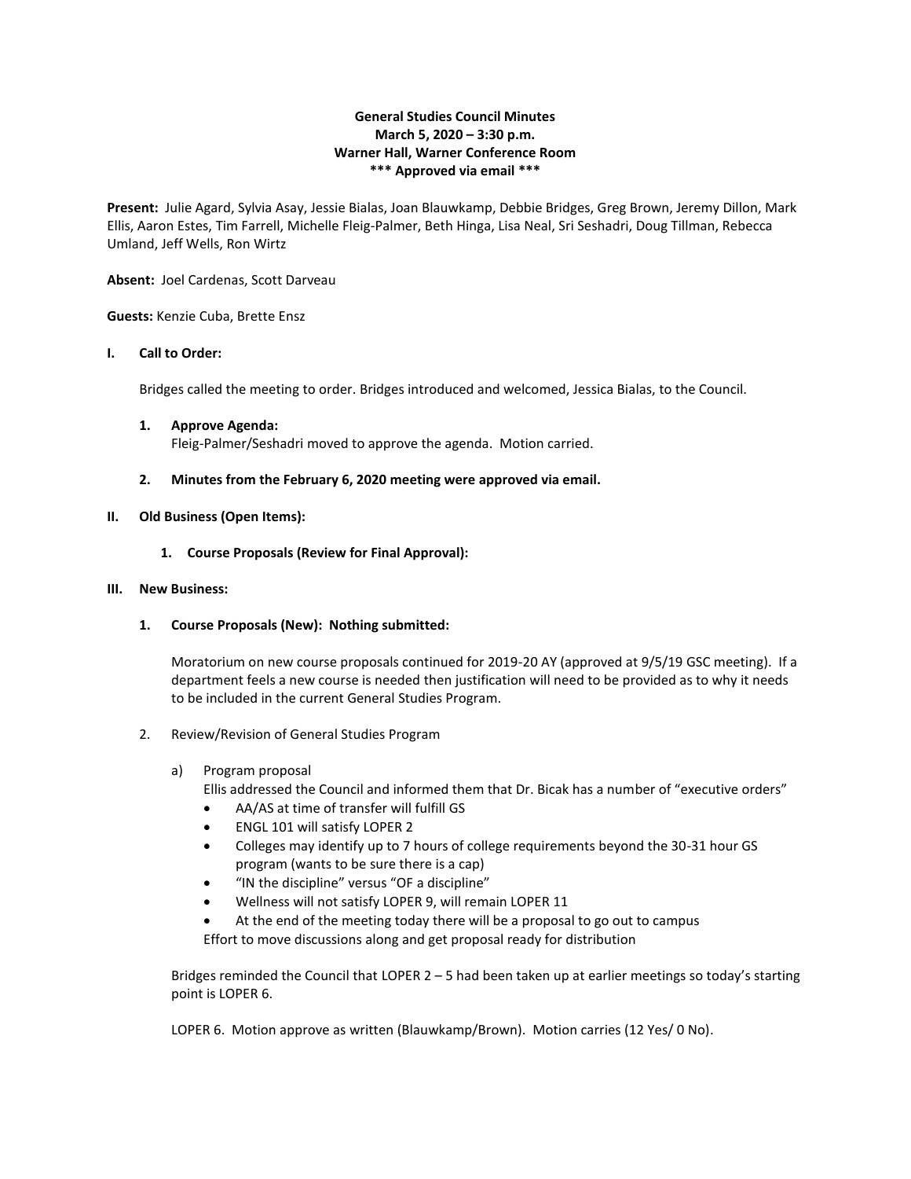**General Studies Council Minutes**
**March 5, 2020 – 3:30 p.m.**
**Warner Hall, Warner Conference Room**
**\*\*\* Approved via email \*\*\***

**Present:** Julie Agard, Sylvia Asay, Jessie Bialas, Joan Blauwkamp, Debbie Bridges, Greg Brown, Jeremy Dillon, Mark Ellis, Aaron Estes, Tim Farrell, Michelle Fleig-Palmer, Beth Hinga, Lisa Neal, Sri Seshadri, Doug Tillman, Rebecca Umland, Jeff Wells, Ron Wirtz

**Absent:** Joel Cardenas, Scott Darveau

**Guests:** Kenzie Cuba, Brette Ensz

## I. Call to Order:

Bridges called the meeting to order. Bridges introduced and welcomed, Jessica Bialas, to the Council.

1. **Approve Agenda:**
   Fleig-Palmer/Seshadri moved to approve the agenda. Motion carried.

2. **Minutes from the February 6, 2020 meeting were approved via email.**

## II. Old Business (Open Items):

1. **Course Proposals (Review for Final Approval):**

## III. New Business:

1. **Course Proposals (New): Nothing submitted:**

   Moratorium on new course proposals continued for 2019-20 AY (approved at 9/5/19 GSC meeting). If a department feels a new course is needed then justification will need to be provided as to why it needs to be included in the current General Studies Program.

2. Review/Revision of General Studies Program

   a) Program proposal
   Ellis addressed the Council and informed them that Dr. Bicak has a number of "executive orders"
   - AA/AS at time of transfer will fulfill GS
   - ENGL 101 will satisfy LOPER 2
   - Colleges may identify up to 7 hours of college requirements beyond the 30-31 hour GS program (wants to be sure there is a cap)
   - "IN the discipline" versus "OF a discipline"
   - Wellness will not satisfy LOPER 9, will remain LOPER 11
   - At the end of the meeting today there will be a proposal to go out to campus

   Effort to move discussions along and get proposal ready for distribution

   Bridges reminded the Council that LOPER 2 – 5 had been taken up at earlier meetings so today's starting point is LOPER 6.

   LOPER 6. Motion approve as written (Blauwkamp/Brown). Motion carries (12 Yes/ 0 No).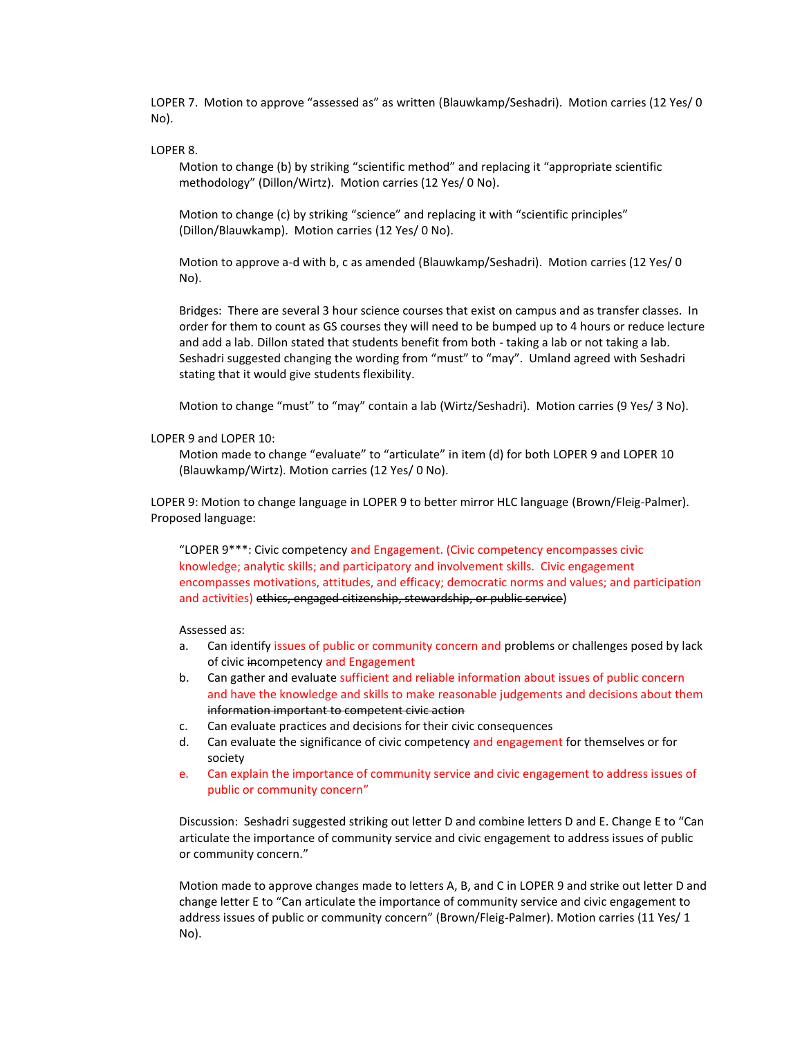LOPER 7. Motion to approve "assessed as" as written (Blauwkamp/Seshadri). Motion carries (12 Yes/ 0 No).

LOPER 8.

> Motion to change (b) by striking "scientific method" and replacing it "appropriate scientific methodology" (Dillon/Wirtz). Motion carries (12 Yes/ 0 No).
>
> Motion to change (c) by striking "science" and replacing it with "scientific principles" (Dillon/Blauwkamp). Motion carries (12 Yes/ 0 No).
>
> Motion to approve a-d with b, c as amended (Blauwkamp/Seshadri). Motion carries (12 Yes/ 0 No).
>
> Bridges: There are several 3 hour science courses that exist on campus and as transfer classes. In order for them to count as GS courses they will need to be bumped up to 4 hours or reduce lecture and add a lab. Dillon stated that students benefit from both - taking a lab or not taking a lab. Seshadri suggested changing the wording from "must" to "may". Umland agreed with Seshadri stating that it would give students flexibility.
>
> Motion to change "must" to "may" contain a lab (Wirtz/Seshadri). Motion carries (9 Yes/ 3 No).

LOPER 9 and LOPER 10:

> Motion made to change "evaluate" to "articulate" in item (d) for both LOPER 9 and LOPER 10 (Blauwkamp/Wirtz). Motion carries (12 Yes/ 0 No).

LOPER 9: Motion to change language in LOPER 9 to better mirror HLC language (Brown/Fleig-Palmer). Proposed language:

> "LOPER 9***: Civic competency and Engagement. (Civic competency encompasses civic knowledge; analytic skills; and participatory and involvement skills. Civic engagement encompasses motivations, attitudes, and efficacy; democratic norms and values; and participation and activities) ~~ethics, engaged citizenship, stewardship, or public service~~)
>
> Assessed as:
>
> a. Can identify issues of public or community concern and problems or challenges posed by lack of civic ~~in~~competency and Engagement
> b. Can gather and evaluate sufficient and reliable information about issues of public concern and have the knowledge and skills to make reasonable judgements and decisions about them ~~information important to competent civic action~~
> c. Can evaluate practices and decisions for their civic consequences
> d. Can evaluate the significance of civic competency and engagement for themselves or for society
> e. Can explain the importance of community service and civic engagement to address issues of public or community concern"
>
> Discussion: Seshadri suggested striking out letter D and combine letters D and E. Change E to "Can articulate the importance of community service and civic engagement to address issues of public or community concern."
>
> Motion made to approve changes made to letters A, B, and C in LOPER 9 and strike out letter D and change letter E to "Can articulate the importance of community service and civic engagement to address issues of public or community concern" (Brown/Fleig-Palmer). Motion carries (11 Yes/ 1 No).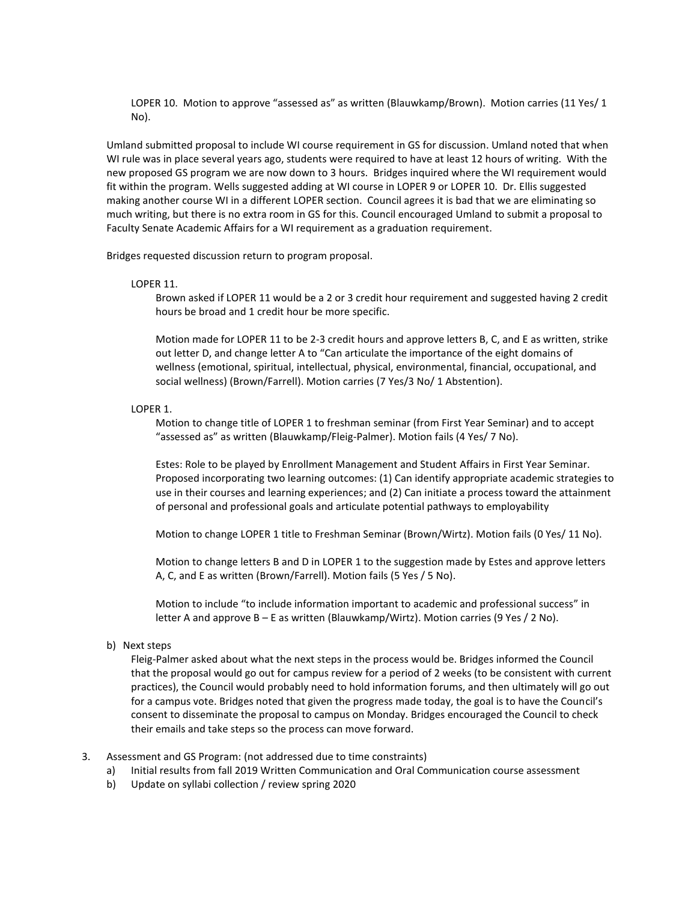LOPER 10. Motion to approve "assessed as" as written (Blauwkamp/Brown). Motion carries (11 Yes/ 1 No).

Umland submitted proposal to include WI course requirement in GS for discussion. Umland noted that when WI rule was in place several years ago, students were required to have at least 12 hours of writing. With the new proposed GS program we are now down to 3 hours. Bridges inquired where the WI requirement would fit within the program. Wells suggested adding at WI course in LOPER 9 or LOPER 10. Dr. Ellis suggested making another course WI in a different LOPER section. Council agrees it is bad that we are eliminating so much writing, but there is no extra room in GS for this. Council encouraged Umland to submit a proposal to Faculty Senate Academic Affairs for a WI requirement as a graduation requirement.

Bridges requested discussion return to program proposal.

LOPER 11.

Brown asked if LOPER 11 would be a 2 or 3 credit hour requirement and suggested having 2 credit hours be broad and 1 credit hour be more specific.

Motion made for LOPER 11 to be 2-3 credit hours and approve letters B, C, and E as written, strike out letter D, and change letter A to "Can articulate the importance of the eight domains of wellness (emotional, spiritual, intellectual, physical, environmental, financial, occupational, and social wellness) (Brown/Farrell). Motion carries (7 Yes/3 No/ 1 Abstention).

LOPER 1.

Motion to change title of LOPER 1 to freshman seminar (from First Year Seminar) and to accept "assessed as" as written (Blauwkamp/Fleig-Palmer). Motion fails (4 Yes/ 7 No).

Estes: Role to be played by Enrollment Management and Student Affairs in First Year Seminar. Proposed incorporating two learning outcomes: (1) Can identify appropriate academic strategies to use in their courses and learning experiences; and (2) Can initiate a process toward the attainment of personal and professional goals and articulate potential pathways to employability

Motion to change LOPER 1 title to Freshman Seminar (Brown/Wirtz). Motion fails (0 Yes/ 11 No).

Motion to change letters B and D in LOPER 1 to the suggestion made by Estes and approve letters A, C, and E as written (Brown/Farrell). Motion fails (5 Yes / 5 No).

Motion to include "to include information important to academic and professional success" in letter A and approve B – E as written (Blauwkamp/Wirtz). Motion carries (9 Yes / 2 No).

b) Next steps

Fleig-Palmer asked about what the next steps in the process would be. Bridges informed the Council that the proposal would go out for campus review for a period of 2 weeks (to be consistent with current practices), the Council would probably need to hold information forums, and then ultimately will go out for a campus vote. Bridges noted that given the progress made today, the goal is to have the Council's consent to disseminate the proposal to campus on Monday. Bridges encouraged the Council to check their emails and take steps so the process can move forward.

3. Assessment and GS Program: (not addressed due to time constraints)
   a) Initial results from fall 2019 Written Communication and Oral Communication course assessment
   b) Update on syllabi collection / review spring 2020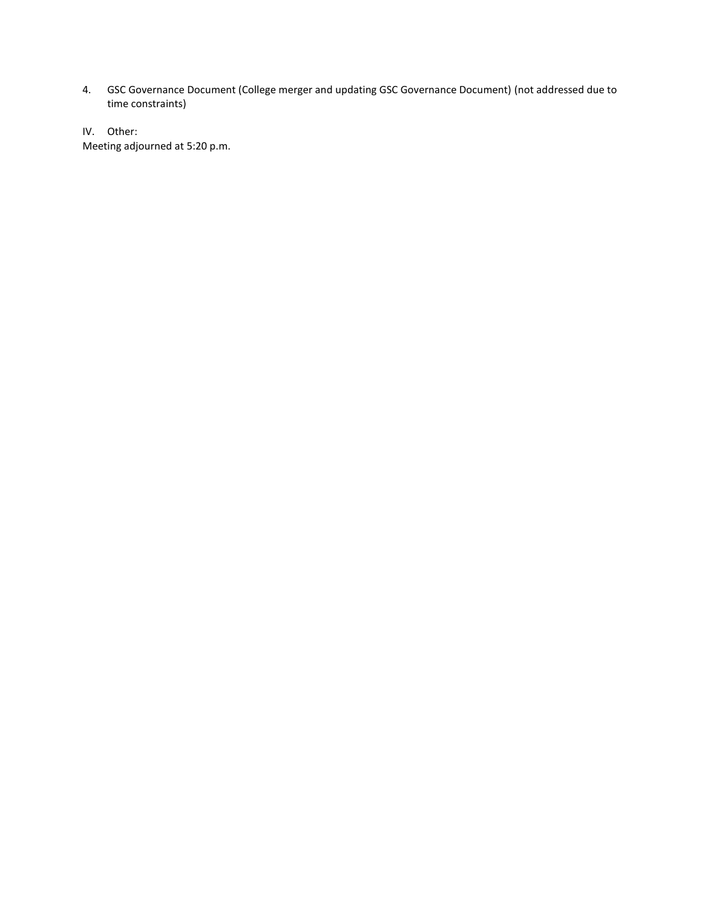4. GSC Governance Document (College merger and updating GSC Governance Document) (not addressed due to time constraints)

IV. Other:

Meeting adjourned at 5:20 p.m.